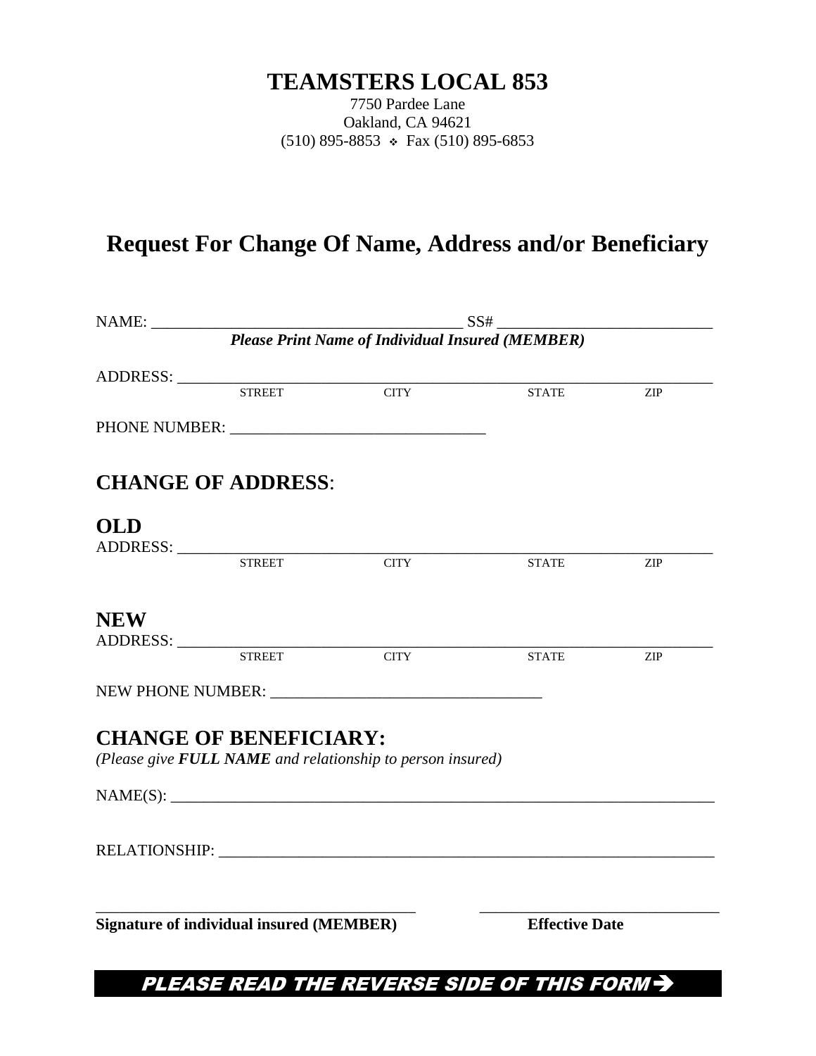# TEAMSTERS LOCAL 853

7750 Pardee Lane
Oakland, CA 94621
(510) 895-8853 ❖ Fax (510) 895-6853

## Request For Change Of Name, Address and/or Beneficiary

NAME: ________________________________________ SS# ___________________________

***Please Print Name of Individual Insured (MEMBER)***

ADDRESS: ______________________________________________________________________

STREET CITY STATE ZIP

PHONE NUMBER: ________________________________

## CHANGE OF ADDRESS:

## OLD

ADDRESS: ______________________________________________________________________

STREET CITY STATE ZIP

## NEW

ADDRESS: ______________________________________________________________________

STREET CITY STATE ZIP

NEW PHONE NUMBER: __________________________________

## CHANGE OF BENEFICIARY:

*(Please give **FULL NAME** and relationship to person insured)*

NAME(S): ______________________________________________________________________

RELATIONSHIP: _________________________________________________________________

________________________________________ ______________________________

**Signature of individual insured (MEMBER)** **Effective Date**

***PLEASE READ THE REVERSE SIDE OF THIS FORM➔***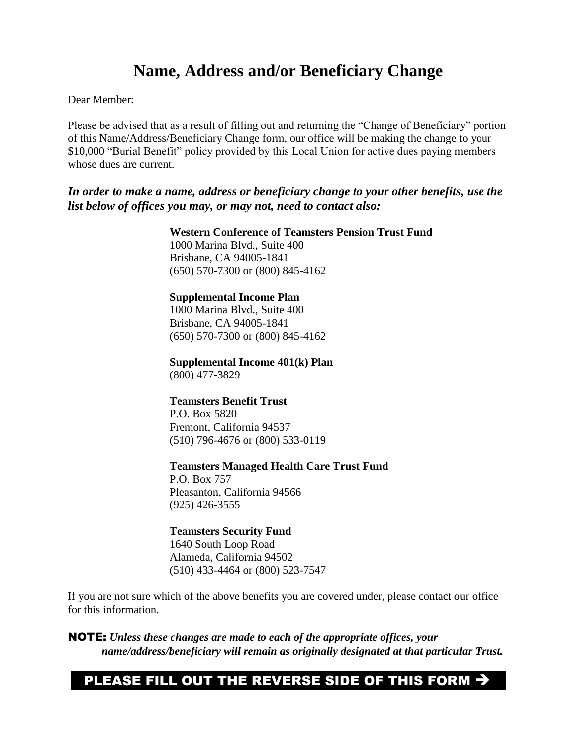# Name, Address and/or Beneficiary Change

Dear Member:

Please be advised that as a result of filling out and returning the "Change of Beneficiary" portion of this Name/Address/Beneficiary Change form, our office will be making the change to your $10,000 "Burial Benefit" policy provided by this Local Union for active dues paying members whose dues are current.

***In order to make a name, address or beneficiary change to your other benefits, use the list below of offices you may, or may not, need to contact also:***

**Western Conference of Teamsters Pension Trust Fund**
1000 Marina Blvd., Suite 400
Brisbane, CA 94005-1841
(650) 570-7300 or (800) 845-4162

**Supplemental Income Plan**
1000 Marina Blvd., Suite 400
Brisbane, CA 94005-1841
(650) 570-7300 or (800) 845-4162

**Supplemental Income 401(k) Plan**
(800) 477-3829

**Teamsters Benefit Trust**
P.O. Box 5820
Fremont, California 94537
(510) 796-4676 or (800) 533-0119

**Teamsters Managed Health Care Trust Fund**
P.O. Box 757
Pleasanton, California 94566
(925) 426-3555

**Teamsters Security Fund**
1640 South Loop Road
Alameda, California 94502
(510) 433-4464 or (800) 523-7547

If you are not sure which of the above benefits you are covered under, please contact our office for this information.

**NOTE:** ***Unless these changes are made to each of the appropriate offices, your name/address/beneficiary will remain as originally designated at that particular Trust.***

**PLEASE FILL OUT THE REVERSE SIDE OF THIS FORM →**